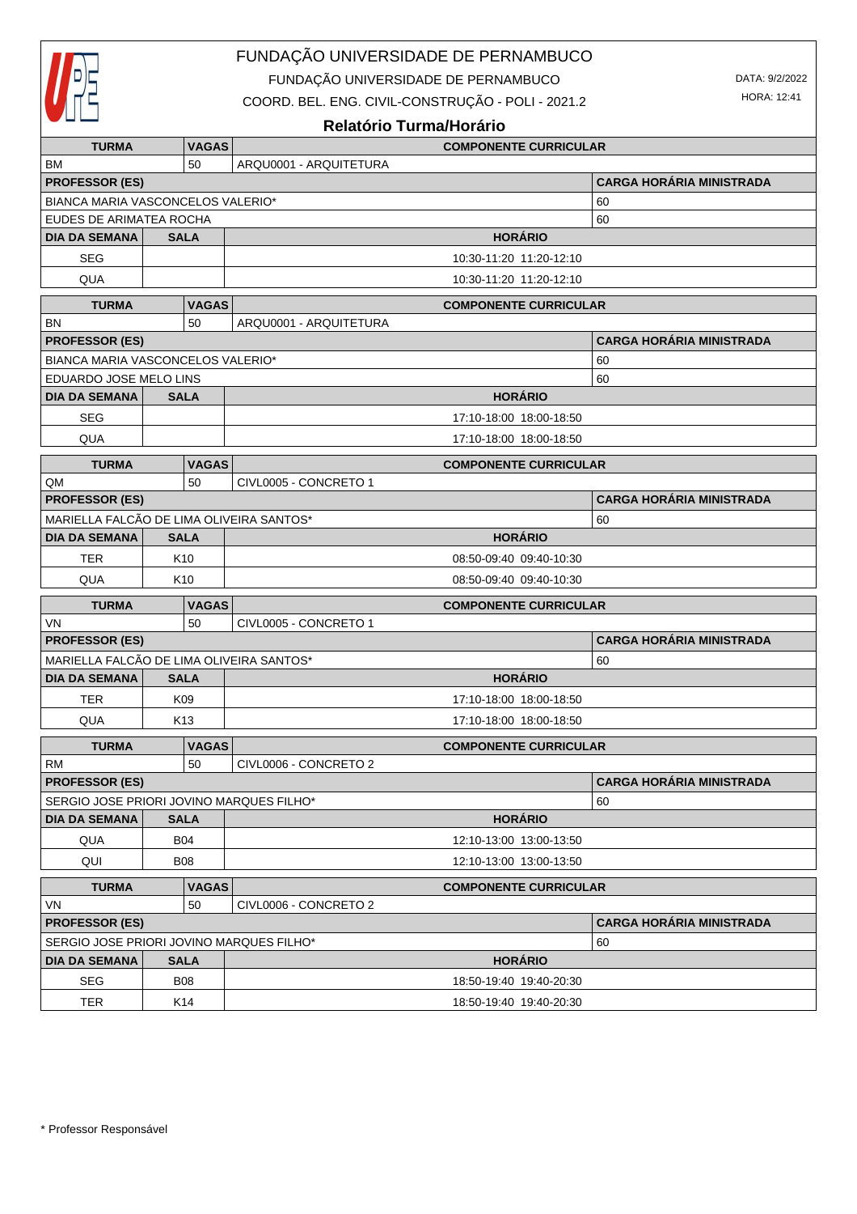# FUNDAÇÃO UNIVERSIDADE DE PERNAMBUCO

FUNDAÇÃO UNIVERSIDADE DE PERNAMBUCO

COORD. BEL. ENG. CIVIL-CONSTRUÇÃO - POLI - 2021.2

DATA: 9/2/2022

HORA: 12:41

## Relatório Turma/Horário

| TURMA | VAGAS | COMPONENTE CURRICULAR |
|---|---|---|
| BM | 50 | ARQU0001 - ARQUITETURA |

| PROFESSOR (ES) | CARGA HORÁRIA MINISTRADA |
|---|---|
| BIANCA MARIA VASCONCELOS VALERIO* | 60 |
| EUDES DE ARIMATEA ROCHA | 60 |

| DIA DA SEMANA | SALA | HORÁRIO |
|---|---|---|
| SEG | | 10:30-11:20 11:20-12:10 |
| QUA | | 10:30-11:20 11:20-12:10 |

| TURMA | VAGAS | COMPONENTE CURRICULAR |
|---|---|---|
| BN | 50 | ARQU0001 - ARQUITETURA |

| PROFESSOR (ES) | CARGA HORÁRIA MINISTRADA |
|---|---|
| BIANCA MARIA VASCONCELOS VALERIO* | 60 |
| EDUARDO JOSE MELO LINS | 60 |

| DIA DA SEMANA | SALA | HORÁRIO |
|---|---|---|
| SEG | | 17:10-18:00 18:00-18:50 |
| QUA | | 17:10-18:00 18:00-18:50 |

| TURMA | VAGAS | COMPONENTE CURRICULAR |
|---|---|---|
| QM | 50 | CIVL0005 - CONCRETO 1 |

| PROFESSOR (ES) | CARGA HORÁRIA MINISTRADA |
|---|---|
| MARIELLA FALCÃO DE LIMA OLIVEIRA SANTOS* | 60 |

| DIA DA SEMANA | SALA | HORÁRIO |
|---|---|---|
| TER | K10 | 08:50-09:40 09:40-10:30 |
| QUA | K10 | 08:50-09:40 09:40-10:30 |

| TURMA | VAGAS | COMPONENTE CURRICULAR |
|---|---|---|
| VN | 50 | CIVL0005 - CONCRETO 1 |

| PROFESSOR (ES) | CARGA HORÁRIA MINISTRADA |
|---|---|
| MARIELLA FALCÃO DE LIMA OLIVEIRA SANTOS* | 60 |

| DIA DA SEMANA | SALA | HORÁRIO |
|---|---|---|
| TER | K09 | 17:10-18:00 18:00-18:50 |
| QUA | K13 | 17:10-18:00 18:00-18:50 |

| TURMA | VAGAS | COMPONENTE CURRICULAR |
|---|---|---|
| RM | 50 | CIVL0006 - CONCRETO 2 |

| PROFESSOR (ES) | CARGA HORÁRIA MINISTRADA |
|---|---|
| SERGIO JOSE PRIORI JOVINO MARQUES FILHO* | 60 |

| DIA DA SEMANA | SALA | HORÁRIO |
|---|---|---|
| QUA | B04 | 12:10-13:00 13:00-13:50 |
| QUI | B08 | 12:10-13:00 13:00-13:50 |

| TURMA | VAGAS | COMPONENTE CURRICULAR |
|---|---|---|
| VN | 50 | CIVL0006 - CONCRETO 2 |

| PROFESSOR (ES) | CARGA HORÁRIA MINISTRADA |
|---|---|
| SERGIO JOSE PRIORI JOVINO MARQUES FILHO* | 60 |

| DIA DA SEMANA | SALA | HORÁRIO |
|---|---|---|
| SEG | B08 | 18:50-19:40 19:40-20:30 |
| TER | K14 | 18:50-19:40 19:40-20:30 |

* Professor Responsável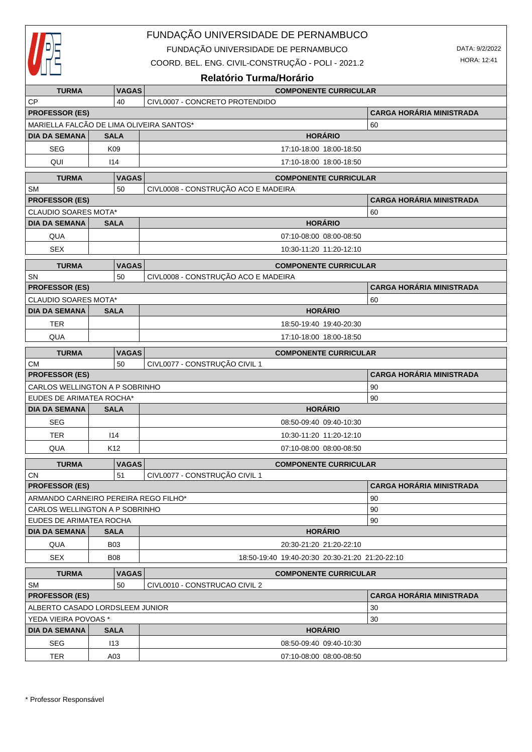# FUNDAÇÃO UNIVERSIDADE DE PERNAMBUCO

FUNDAÇÃO UNIVERSIDADE DE PERNAMBUCO

COORD. BEL. ENG. CIVIL-CONSTRUÇÃO - POLI - 2021.2

DATA: 9/2/2022

HORA: 12:41

## Relatório Turma/Horário

| TURMA | VAGAS | COMPONENTE CURRICULAR |
|---|---|---|
| CP | 40 | CIVL0007 - CONCRETO PROTENDIDO |

| PROFESSOR (ES) | CARGA HORÁRIA MINISTRADA |
|---|---|
| MARIELLA FALCÃO DE LIMA OLIVEIRA SANTOS* | 60 |

| DIA DA SEMANA | SALA | HORÁRIO |
|---|---|---|
| SEG | K09 | 17:10-18:00 18:00-18:50 |
| QUI | I14 | 17:10-18:00 18:00-18:50 |

| TURMA | VAGAS | COMPONENTE CURRICULAR |
|---|---|---|
| SM | 50 | CIVL0008 - CONSTRUÇÃO ACO E MADEIRA |

| PROFESSOR (ES) | CARGA HORÁRIA MINISTRADA |
|---|---|
| CLAUDIO SOARES MOTA* | 60 |

| DIA DA SEMANA | SALA | HORÁRIO |
|---|---|---|
| QUA | | 07:10-08:00 08:00-08:50 |
| SEX | | 10:30-11:20 11:20-12:10 |

| TURMA | VAGAS | COMPONENTE CURRICULAR |
|---|---|---|
| SN | 50 | CIVL0008 - CONSTRUÇÃO ACO E MADEIRA |

| PROFESSOR (ES) | CARGA HORÁRIA MINISTRADA |
|---|---|
| CLAUDIO SOARES MOTA* | 60 |

| DIA DA SEMANA | SALA | HORÁRIO |
|---|---|---|
| TER | | 18:50-19:40 19:40-20:30 |
| QUA | | 17:10-18:00 18:00-18:50 |

| TURMA | VAGAS | COMPONENTE CURRICULAR |
|---|---|---|
| CM | 50 | CIVL0077 - CONSTRUÇÃO CIVIL 1 |

| PROFESSOR (ES) | CARGA HORÁRIA MINISTRADA |
|---|---|
| CARLOS WELLINGTON A P SOBRINHO | 90 |
| EUDES DE ARIMATEA ROCHA* | 90 |

| DIA DA SEMANA | SALA | HORÁRIO |
|---|---|---|
| SEG | | 08:50-09:40 09:40-10:30 |
| TER | I14 | 10:30-11:20 11:20-12:10 |
| QUA | K12 | 07:10-08:00 08:00-08:50 |

| TURMA | VAGAS | COMPONENTE CURRICULAR |
|---|---|---|
| CN | 51 | CIVL0077 - CONSTRUÇÃO CIVIL 1 |

| PROFESSOR (ES) | CARGA HORÁRIA MINISTRADA |
|---|---|
| ARMANDO CARNEIRO PEREIRA REGO FILHO* | 90 |
| CARLOS WELLINGTON A P SOBRINHO | 90 |
| EUDES DE ARIMATEA ROCHA | 90 |

| DIA DA SEMANA | SALA | HORÁRIO |
|---|---|---|
| QUA | B03 | 20:30-21:20 21:20-22:10 |
| SEX | B08 | 18:50-19:40 19:40-20:30 20:30-21:20 21:20-22:10 |

| TURMA | VAGAS | COMPONENTE CURRICULAR |
|---|---|---|
| SM | 50 | CIVL0010 - CONSTRUCAO CIVIL 2 |

| PROFESSOR (ES) | CARGA HORÁRIA MINISTRADA |
|---|---|
| ALBERTO CASADO LORDSLEEM JUNIOR | 30 |
| YEDA VIEIRA POVOAS * | 30 |

| DIA DA SEMANA | SALA | HORÁRIO |
|---|---|---|
| SEG | I13 | 08:50-09:40 09:40-10:30 |
| TER | A03 | 07:10-08:00 08:00-08:50 |

\* Professor Responsável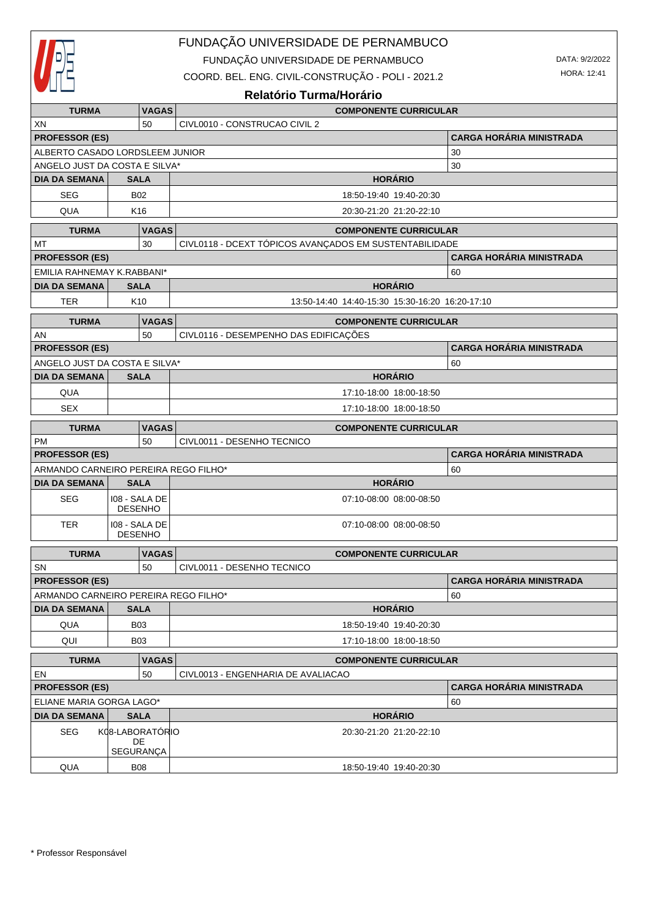# FUNDAÇÃO UNIVERSIDADE DE PERNAMBUCO

FUNDAÇÃO UNIVERSIDADE DE PERNAMBUCO

COORD. BEL. ENG. CIVIL-CONSTRUÇÃO - POLI - 2021.2

DATA: 9/2/2022

HORA: 12:41

## Relatório Turma/Horário

| TURMA | VAGAS | COMPONENTE CURRICULAR |
|---|---|---|
| XN | 50 | CIVL0010 - CONSTRUCAO CIVIL 2 |

| PROFESSOR (ES) | CARGA HORÁRIA MINISTRADA |
|---|---|
| ALBERTO CASADO LORDSLEEM JUNIOR | 30 |
| ANGELO JUST DA COSTA E SILVA* | 30 |

| DIA DA SEMANA | SALA | HORÁRIO |
|---|---|---|
| SEG | B02 | 18:50-19:40 19:40-20:30 |
| QUA | K16 | 20:30-21:20 21:20-22:10 |

| TURMA | VAGAS | COMPONENTE CURRICULAR |
|---|---|---|
| MT | 30 | CIVL0118 - DCEXT TÓPICOS AVANÇADOS EM SUSTENTABILIDADE |

| PROFESSOR (ES) | CARGA HORÁRIA MINISTRADA |
|---|---|
| EMILIA RAHNEMAY K.RABBANI* | 60 |

| DIA DA SEMANA | SALA | HORÁRIO |
|---|---|---|
| TER | K10 | 13:50-14:40 14:40-15:30 15:30-16:20 16:20-17:10 |

| TURMA | VAGAS | COMPONENTE CURRICULAR |
|---|---|---|
| AN | 50 | CIVL0116 - DESEMPENHO DAS EDIFICAÇÕES |

| PROFESSOR (ES) | CARGA HORÁRIA MINISTRADA |
|---|---|
| ANGELO JUST DA COSTA E SILVA* | 60 |

| DIA DA SEMANA | SALA | HORÁRIO |
|---|---|---|
| QUA | | 17:10-18:00 18:00-18:50 |
| SEX | | 17:10-18:00 18:00-18:50 |

| TURMA | VAGAS | COMPONENTE CURRICULAR |
|---|---|---|
| PM | 50 | CIVL0011 - DESENHO TECNICO |

| PROFESSOR (ES) | CARGA HORÁRIA MINISTRADA |
|---|---|
| ARMANDO CARNEIRO PEREIRA REGO FILHO* | 60 |

| DIA DA SEMANA | SALA | HORÁRIO |
|---|---|---|
| SEG | I08 - SALA DE DESENHO | 07:10-08:00 08:00-08:50 |
| TER | I08 - SALA DE DESENHO | 07:10-08:00 08:00-08:50 |

| TURMA | VAGAS | COMPONENTE CURRICULAR |
|---|---|---|
| SN | 50 | CIVL0011 - DESENHO TECNICO |

| PROFESSOR (ES) | CARGA HORÁRIA MINISTRADA |
|---|---|
| ARMANDO CARNEIRO PEREIRA REGO FILHO* | 60 |

| DIA DA SEMANA | SALA | HORÁRIO |
|---|---|---|
| QUA | B03 | 18:50-19:40 19:40-20:30 |
| QUI | B03 | 17:10-18:00 18:00-18:50 |

| TURMA | VAGAS | COMPONENTE CURRICULAR |
|---|---|---|
| EN | 50 | CIVL0013 - ENGENHARIA DE AVALIACAO |

| PROFESSOR (ES) | CARGA HORÁRIA MINISTRADA |
|---|---|
| ELIANE MARIA GORGA LAGO* | 60 |

| DIA DA SEMANA | SALA | HORÁRIO |
|---|---|---|
| SEG | K08-LABORATÓRIO DE SEGURANÇA | 20:30-21:20 21:20-22:10 |
| QUA | B08 | 18:50-19:40 19:40-20:30 |

* Professor Responsável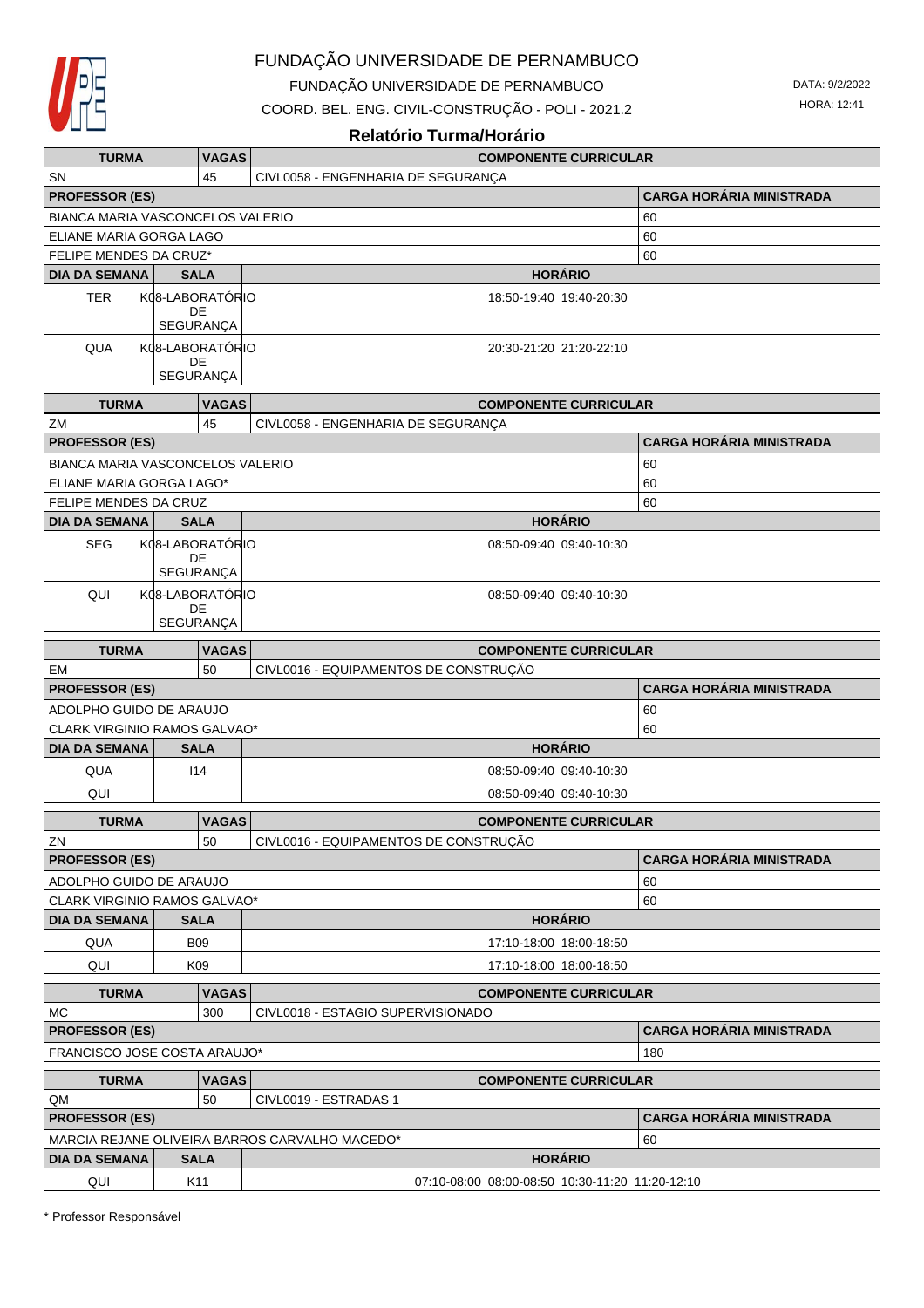# FUNDAÇÃO UNIVERSIDADE DE PERNAMBUCO

FUNDAÇÃO UNIVERSIDADE DE PERNAMBUCO

COORD. BEL. ENG. CIVIL-CONSTRUÇÃO - POLI - 2021.2

DATA: 9/2/2022

HORA: 12:41

## Relatório Turma/Horário

| TURMA | VAGAS | COMPONENTE CURRICULAR |
|---|---|---|
| SN | 45 | CIVL0058 - ENGENHARIA DE SEGURANÇA |

| PROFESSOR (ES) | CARGA HORÁRIA MINISTRADA |
|---|---|
| BIANCA MARIA VASCONCELOS VALERIO | 60 |
| ELIANE MARIA GORGA LAGO | 60 |
| FELIPE MENDES DA CRUZ* | 60 |

| DIA DA SEMANA | SALA | HORÁRIO |
|---|---|---|
| TER | K08-LABORATÓRIO DE SEGURANÇA | 18:50-19:40 19:40-20:30 |
| QUA | K08-LABORATÓRIO DE SEGURANÇA | 20:30-21:20 21:20-22:10 |

| TURMA | VAGAS | COMPONENTE CURRICULAR |
|---|---|---|
| ZM | 45 | CIVL0058 - ENGENHARIA DE SEGURANÇA |

| PROFESSOR (ES) | CARGA HORÁRIA MINISTRADA |
|---|---|
| BIANCA MARIA VASCONCELOS VALERIO | 60 |
| ELIANE MARIA GORGA LAGO* | 60 |
| FELIPE MENDES DA CRUZ | 60 |

| DIA DA SEMANA | SALA | HORÁRIO |
|---|---|---|
| SEG | K08-LABORATÓRIO DE SEGURANÇA | 08:50-09:40 09:40-10:30 |
| QUI | K08-LABORATÓRIO DE SEGURANÇA | 08:50-09:40 09:40-10:30 |

| TURMA | VAGAS | COMPONENTE CURRICULAR |
|---|---|---|
| EM | 50 | CIVL0016 - EQUIPAMENTOS DE CONSTRUÇÃO |

| PROFESSOR (ES) | CARGA HORÁRIA MINISTRADA |
|---|---|
| ADOLPHO GUIDO DE ARAUJO | 60 |
| CLARK VIRGINIO RAMOS GALVAO* | 60 |

| DIA DA SEMANA | SALA | HORÁRIO |
|---|---|---|
| QUA | I14 | 08:50-09:40 09:40-10:30 |
| QUI | | 08:50-09:40 09:40-10:30 |

| TURMA | VAGAS | COMPONENTE CURRICULAR |
|---|---|---|
| ZN | 50 | CIVL0016 - EQUIPAMENTOS DE CONSTRUÇÃO |

| PROFESSOR (ES) | CARGA HORÁRIA MINISTRADA |
|---|---|
| ADOLPHO GUIDO DE ARAUJO | 60 |
| CLARK VIRGINIO RAMOS GALVAO* | 60 |

| DIA DA SEMANA | SALA | HORÁRIO |
|---|---|---|
| QUA | B09 | 17:10-18:00 18:00-18:50 |
| QUI | K09 | 17:10-18:00 18:00-18:50 |

| TURMA | VAGAS | COMPONENTE CURRICULAR |
|---|---|---|
| MC | 300 | CIVL0018 - ESTAGIO SUPERVISIONADO |

| PROFESSOR (ES) | CARGA HORÁRIA MINISTRADA |
|---|---|
| FRANCISCO JOSE COSTA ARAUJO* | 180 |

| TURMA | VAGAS | COMPONENTE CURRICULAR |
|---|---|---|
| QM | 50 | CIVL0019 - ESTRADAS 1 |

| PROFESSOR (ES) | CARGA HORÁRIA MINISTRADA |
|---|---|
| MARCIA REJANE OLIVEIRA BARROS CARVALHO MACEDO* | 60 |

| DIA DA SEMANA | SALA | HORÁRIO |
|---|---|---|
| QUI | K11 | 07:10-08:00 08:00-08:50 10:30-11:20 11:20-12:10 |

* Professor Responsável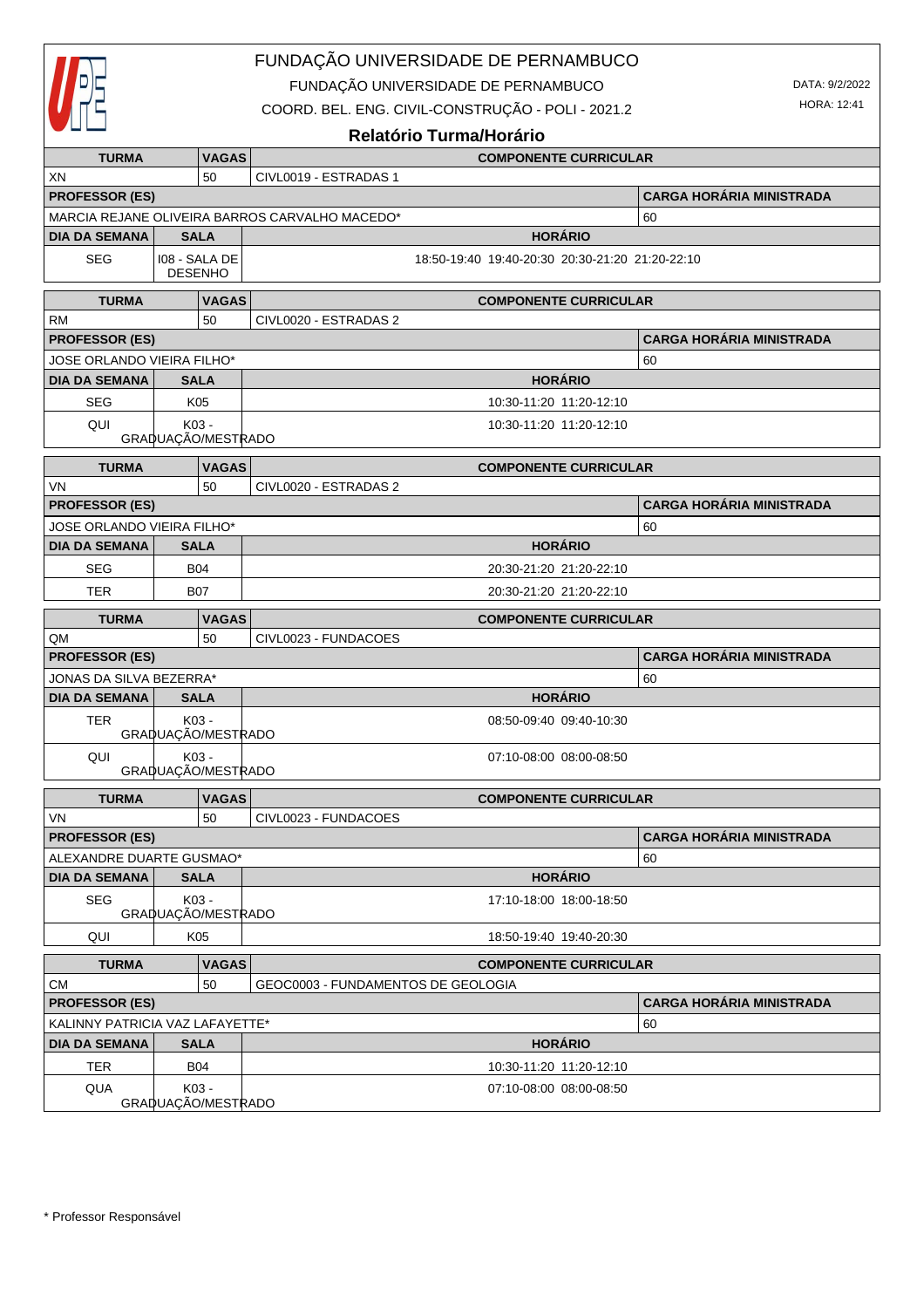# FUNDAÇÃO UNIVERSIDADE DE PERNAMBUCO

FUNDAÇÃO UNIVERSIDADE DE PERNAMBUCO

COORD. BEL. ENG. CIVIL-CONSTRUÇÃO - POLI - 2021.2

DATA: 9/2/2022

HORA: 12:41

## Relatório Turma/Horário

| TURMA | VAGAS | COMPONENTE CURRICULAR |
|---|---|---|
| XN | 50 | CIVL0019 - ESTRADAS 1 |

| PROFESSOR (ES) | CARGA HORÁRIA MINISTRADA |
|---|---|
| MARCIA REJANE OLIVEIRA BARROS CARVALHO MACEDO* | 60 |

| DIA DA SEMANA | SALA | HORÁRIO |
|---|---|---|
| SEG | I08 - SALA DE DESENHO | 18:50-19:40 19:40-20:30 20:30-21:20 21:20-22:10 |

| TURMA | VAGAS | COMPONENTE CURRICULAR |
|---|---|---|
| RM | 50 | CIVL0020 - ESTRADAS 2 |

| PROFESSOR (ES) | CARGA HORÁRIA MINISTRADA |
|---|---|
| JOSE ORLANDO VIEIRA FILHO* | 60 |

| DIA DA SEMANA | SALA | HORÁRIO |
|---|---|---|
| SEG | K05 | 10:30-11:20 11:20-12:10 |
| QUI | K03 - GRADUAÇÃO/MESTRADO | 10:30-11:20 11:20-12:10 |

| TURMA | VAGAS | COMPONENTE CURRICULAR |
|---|---|---|
| VN | 50 | CIVL0020 - ESTRADAS 2 |

| PROFESSOR (ES) | CARGA HORÁRIA MINISTRADA |
|---|---|
| JOSE ORLANDO VIEIRA FILHO* | 60 |

| DIA DA SEMANA | SALA | HORÁRIO |
|---|---|---|
| SEG | B04 | 20:30-21:20 21:20-22:10 |
| TER | B07 | 20:30-21:20 21:20-22:10 |

| TURMA | VAGAS | COMPONENTE CURRICULAR |
|---|---|---|
| QM | 50 | CIVL0023 - FUNDACOES |

| PROFESSOR (ES) | CARGA HORÁRIA MINISTRADA |
|---|---|
| JONAS DA SILVA BEZERRA* | 60 |

| DIA DA SEMANA | SALA | HORÁRIO |
|---|---|---|
| TER | K03 - GRADUAÇÃO/MESTRADO | 08:50-09:40 09:40-10:30 |
| QUI | K03 - GRADUAÇÃO/MESTRADO | 07:10-08:00 08:00-08:50 |

| TURMA | VAGAS | COMPONENTE CURRICULAR |
|---|---|---|
| VN | 50 | CIVL0023 - FUNDACOES |

| PROFESSOR (ES) | CARGA HORÁRIA MINISTRADA |
|---|---|
| ALEXANDRE DUARTE GUSMAO* | 60 |

| DIA DA SEMANA | SALA | HORÁRIO |
|---|---|---|
| SEG | K03 - GRADUAÇÃO/MESTRADO | 17:10-18:00 18:00-18:50 |
| QUI | K05 | 18:50-19:40 19:40-20:30 |

| TURMA | VAGAS | COMPONENTE CURRICULAR |
|---|---|---|
| CM | 50 | GEOC0003 - FUNDAMENTOS DE GEOLOGIA |

| PROFESSOR (ES) | CARGA HORÁRIA MINISTRADA |
|---|---|
| KALINNY PATRICIA VAZ LAFAYETTE* | 60 |

| DIA DA SEMANA | SALA | HORÁRIO |
|---|---|---|
| TER | B04 | 10:30-11:20 11:20-12:10 |
| QUA | K03 - GRADUAÇÃO/MESTRADO | 07:10-08:00 08:00-08:50 |

\* Professor Responsável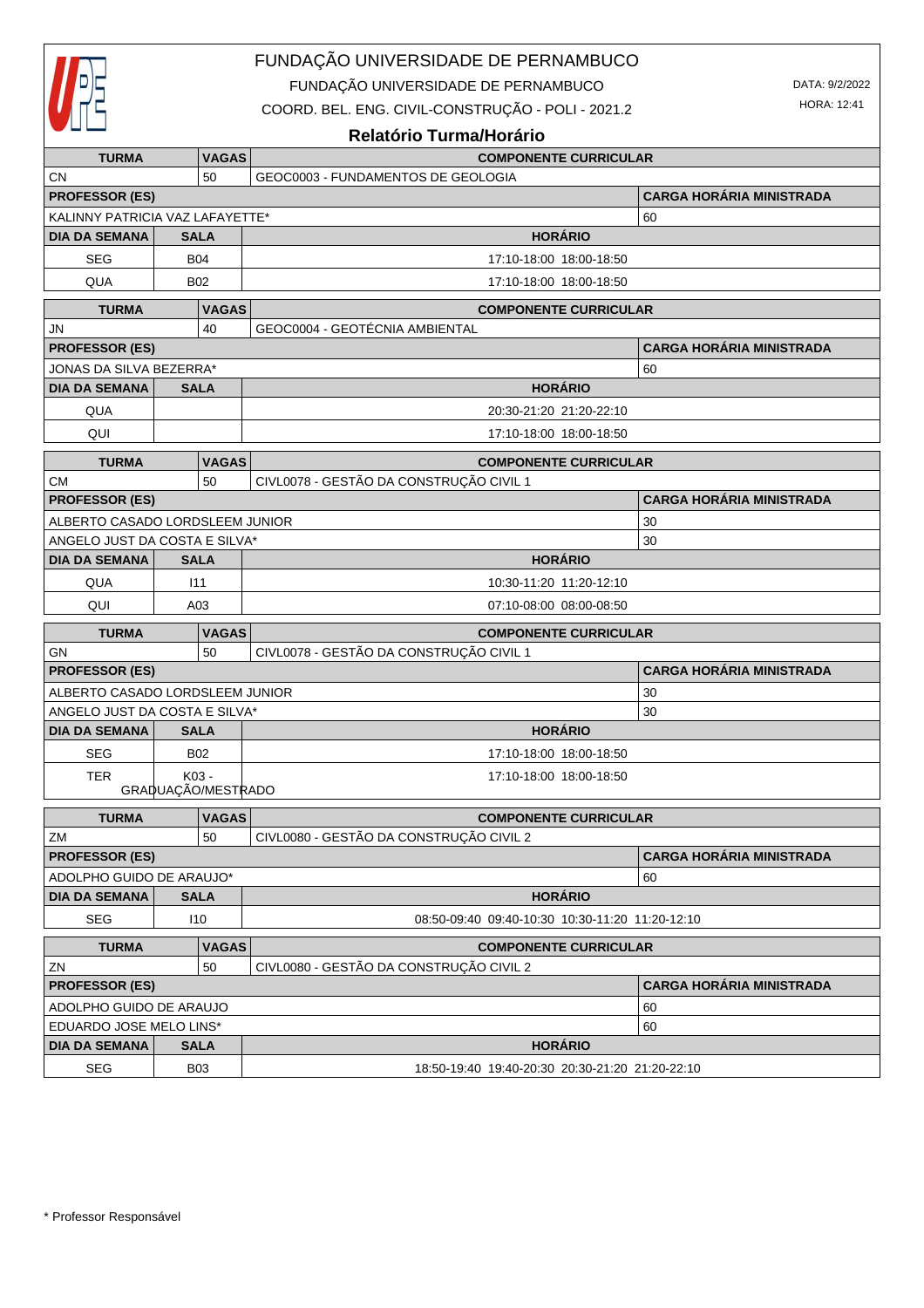# FUNDAÇÃO UNIVERSIDADE DE PERNAMBUCO

FUNDAÇÃO UNIVERSIDADE DE PERNAMBUCO

COORD. BEL. ENG. CIVIL-CONSTRUÇÃO - POLI - 2021.2

DATA: 9/2/2022

HORA: 12:41

## Relatório Turma/Horário

| TURMA | VAGAS | COMPONENTE CURRICULAR |
|---|---|---|
| CN | 50 | GEOC0003 - FUNDAMENTOS DE GEOLOGIA |

| PROFESSOR (ES) | CARGA HORÁRIA MINISTRADA |
|---|---|
| KALINNY PATRICIA VAZ LAFAYETTE* | 60 |

| DIA DA SEMANA | SALA | HORÁRIO |
|---|---|---|
| SEG | B04 | 17:10-18:00 18:00-18:50 |
| QUA | B02 | 17:10-18:00 18:00-18:50 |

| TURMA | VAGAS | COMPONENTE CURRICULAR |
|---|---|---|
| JN | 40 | GEOC0004 - GEOTÉCNIA AMBIENTAL |

| PROFESSOR (ES) | CARGA HORÁRIA MINISTRADA |
|---|---|
| JONAS DA SILVA BEZERRA* | 60 |

| DIA DA SEMANA | SALA | HORÁRIO |
|---|---|---|
| QUA | | 20:30-21:20 21:20-22:10 |
| QUI | | 17:10-18:00 18:00-18:50 |

| TURMA | VAGAS | COMPONENTE CURRICULAR |
|---|---|---|
| CM | 50 | CIVL0078 - GESTÃO DA CONSTRUÇÃO CIVIL 1 |

| PROFESSOR (ES) | CARGA HORÁRIA MINISTRADA |
|---|---|
| ALBERTO CASADO LORDSLEEM JUNIOR | 30 |
| ANGELO JUST DA COSTA E SILVA* | 30 |

| DIA DA SEMANA | SALA | HORÁRIO |
|---|---|---|
| QUA | I11 | 10:30-11:20 11:20-12:10 |
| QUI | A03 | 07:10-08:00 08:00-08:50 |

| TURMA | VAGAS | COMPONENTE CURRICULAR |
|---|---|---|
| GN | 50 | CIVL0078 - GESTÃO DA CONSTRUÇÃO CIVIL 1 |

| PROFESSOR (ES) | CARGA HORÁRIA MINISTRADA |
|---|---|
| ALBERTO CASADO LORDSLEEM JUNIOR | 30 |
| ANGELO JUST DA COSTA E SILVA* | 30 |

| DIA DA SEMANA | SALA | HORÁRIO |
|---|---|---|
| SEG | B02 | 17:10-18:00 18:00-18:50 |
| TER | K03 - GRADUAÇÃO/MESTRADO | 17:10-18:00 18:00-18:50 |

| TURMA | VAGAS | COMPONENTE CURRICULAR |
|---|---|---|
| ZM | 50 | CIVL0080 - GESTÃO DA CONSTRUÇÃO CIVIL 2 |

| PROFESSOR (ES) | CARGA HORÁRIA MINISTRADA |
|---|---|
| ADOLPHO GUIDO DE ARAUJO* | 60 |

| DIA DA SEMANA | SALA | HORÁRIO |
|---|---|---|
| SEG | I10 | 08:50-09:40 09:40-10:30 10:30-11:20 11:20-12:10 |

| TURMA | VAGAS | COMPONENTE CURRICULAR |
|---|---|---|
| ZN | 50 | CIVL0080 - GESTÃO DA CONSTRUÇÃO CIVIL 2 |

| PROFESSOR (ES) | CARGA HORÁRIA MINISTRADA |
|---|---|
| ADOLPHO GUIDO DE ARAUJO | 60 |
| EDUARDO JOSE MELO LINS* | 60 |

| DIA DA SEMANA | SALA | HORÁRIO |
|---|---|---|
| SEG | B03 | 18:50-19:40 19:40-20:30 20:30-21:20 21:20-22:10 |

\* Professor Responsável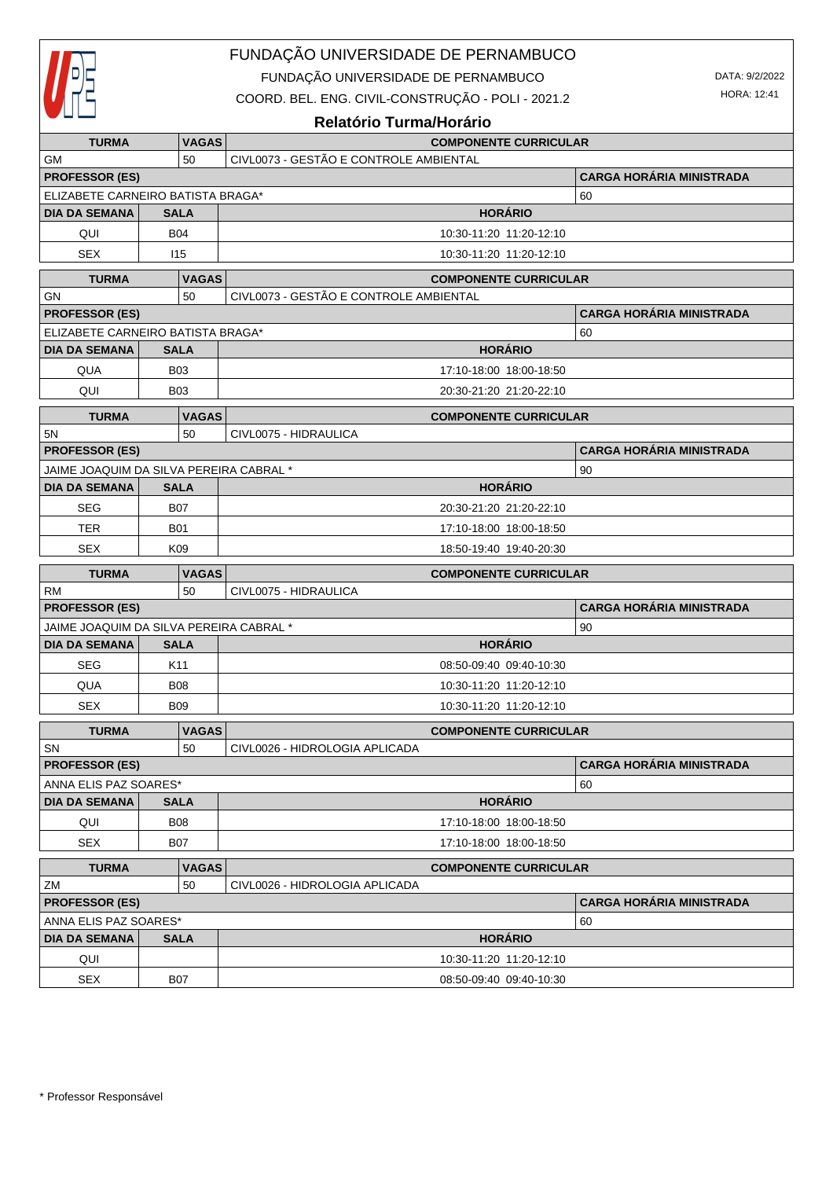# FUNDAÇÃO UNIVERSIDADE DE PERNAMBUCO

FUNDAÇÃO UNIVERSIDADE DE PERNAMBUCO

COORD. BEL. ENG. CIVIL-CONSTRUÇÃO - POLI - 2021.2

DATA: 9/2/2022

HORA: 12:41

## Relatório Turma/Horário

| TURMA | VAGAS | COMPONENTE CURRICULAR | |
|---|---|---|---|
| GM | 50 | CIVL0073 - GESTÃO E CONTROLE AMBIENTAL | |
| **PROFESSOR (ES)** | | | **CARGA HORÁRIA MINISTRADA** |
| ELIZABETE CARNEIRO BATISTA BRAGA* | | | 60 |
| **DIA DA SEMANA** | **SALA** | **HORÁRIO** | |
| QUI | B04 | 10:30-11:20 11:20-12:10 | |
| SEX | I15 | 10:30-11:20 11:20-12:10 | |

| TURMA | VAGAS | COMPONENTE CURRICULAR | |
|---|---|---|---|
| GN | 50 | CIVL0073 - GESTÃO E CONTROLE AMBIENTAL | |
| **PROFESSOR (ES)** | | | **CARGA HORÁRIA MINISTRADA** |
| ELIZABETE CARNEIRO BATISTA BRAGA* | | | 60 |
| **DIA DA SEMANA** | **SALA** | **HORÁRIO** | |
| QUA | B03 | 17:10-18:00 18:00-18:50 | |
| QUI | B03 | 20:30-21:20 21:20-22:10 | |

| TURMA | VAGAS | COMPONENTE CURRICULAR | |
|---|---|---|---|
| 5N | 50 | CIVL0075 - HIDRAULICA | |
| **PROFESSOR (ES)** | | | **CARGA HORÁRIA MINISTRADA** |
| JAIME JOAQUIM DA SILVA PEREIRA CABRAL * | | | 90 |
| **DIA DA SEMANA** | **SALA** | **HORÁRIO** | |
| SEG | B07 | 20:30-21:20 21:20-22:10 | |
| TER | B01 | 17:10-18:00 18:00-18:50 | |
| SEX | K09 | 18:50-19:40 19:40-20:30 | |

| TURMA | VAGAS | COMPONENTE CURRICULAR | |
|---|---|---|---|
| RM | 50 | CIVL0075 - HIDRAULICA | |
| **PROFESSOR (ES)** | | | **CARGA HORÁRIA MINISTRADA** |
| JAIME JOAQUIM DA SILVA PEREIRA CABRAL * | | | 90 |
| **DIA DA SEMANA** | **SALA** | **HORÁRIO** | |
| SEG | K11 | 08:50-09:40 09:40-10:30 | |
| QUA | B08 | 10:30-11:20 11:20-12:10 | |
| SEX | B09 | 10:30-11:20 11:20-12:10 | |

| TURMA | VAGAS | COMPONENTE CURRICULAR | |
|---|---|---|---|
| SN | 50 | CIVL0026 - HIDROLOGIA APLICADA | |
| **PROFESSOR (ES)** | | | **CARGA HORÁRIA MINISTRADA** |
| ANNA ELIS PAZ SOARES* | | | 60 |
| **DIA DA SEMANA** | **SALA** | **HORÁRIO** | |
| QUI | B08 | 17:10-18:00 18:00-18:50 | |
| SEX | B07 | 17:10-18:00 18:00-18:50 | |

| TURMA | VAGAS | COMPONENTE CURRICULAR | |
|---|---|---|---|
| ZM | 50 | CIVL0026 - HIDROLOGIA APLICADA | |
| **PROFESSOR (ES)** | | | **CARGA HORÁRIA MINISTRADA** |
| ANNA ELIS PAZ SOARES* | | | 60 |
| **DIA DA SEMANA** | **SALA** | **HORÁRIO** | |
| QUI | | 10:30-11:20 11:20-12:10 | |
| SEX | B07 | 08:50-09:40 09:40-10:30 | |

* Professor Responsável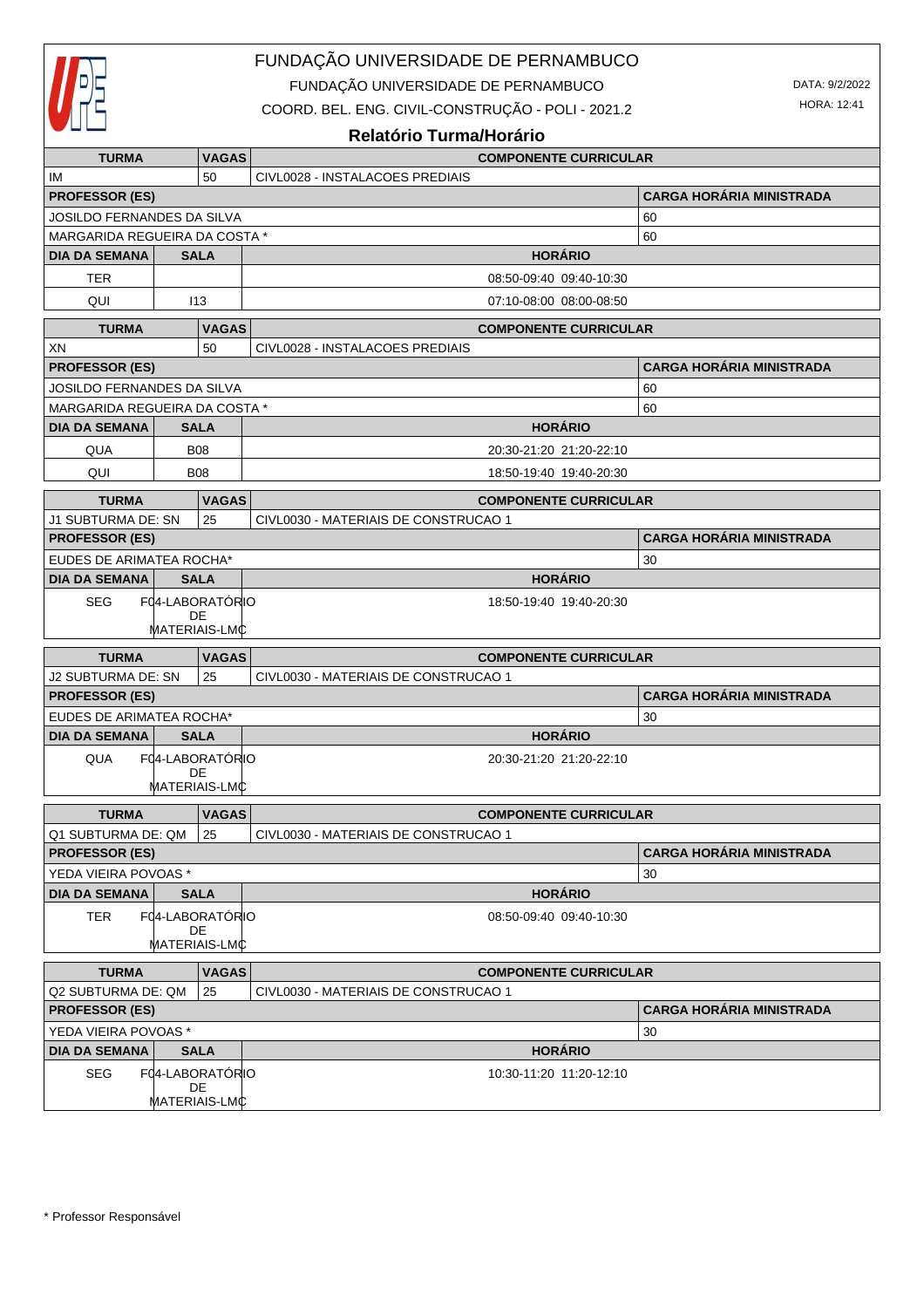# FUNDAÇÃO UNIVERSIDADE DE PERNAMBUCO

FUNDAÇÃO UNIVERSIDADE DE PERNAMBUCO

COORD. BEL. ENG. CIVIL-CONSTRUÇÃO - POLI - 2021.2

DATA: 9/2/2022

HORA: 12:41

## Relatório Turma/Horário

| TURMA | VAGAS | COMPONENTE CURRICULAR |
|---|---|---|
| IM | 50 | CIVL0028 - INSTALACOES PREDIAIS |

| PROFESSOR (ES) | CARGA HORÁRIA MINISTRADA |
|---|---|
| JOSILDO FERNANDES DA SILVA | 60 |
| MARGARIDA REGUEIRA DA COSTA * | 60 |

| DIA DA SEMANA | SALA | HORÁRIO |
|---|---|---|
| TER | | 08:50-09:40 09:40-10:30 |
| QUI | I13 | 07:10-08:00 08:00-08:50 |

| TURMA | VAGAS | COMPONENTE CURRICULAR |
|---|---|---|
| XN | 50 | CIVL0028 - INSTALACOES PREDIAIS |

| PROFESSOR (ES) | CARGA HORÁRIA MINISTRADA |
|---|---|
| JOSILDO FERNANDES DA SILVA | 60 |
| MARGARIDA REGUEIRA DA COSTA * | 60 |

| DIA DA SEMANA | SALA | HORÁRIO |
|---|---|---|
| QUA | B08 | 20:30-21:20 21:20-22:10 |
| QUI | B08 | 18:50-19:40 19:40-20:30 |

| TURMA | VAGAS | COMPONENTE CURRICULAR |
|---|---|---|
| J1 SUBTURMA DE: SN | 25 | CIVL0030 - MATERIAIS DE CONSTRUCAO 1 |

| PROFESSOR (ES) | CARGA HORÁRIA MINISTRADA |
|---|---|
| EUDES DE ARIMATEA ROCHA* | 30 |

| DIA DA SEMANA | SALA | HORÁRIO |
|---|---|---|
| SEG | F04-LABORATÓRIO DE MATERIAIS-LMC | 18:50-19:40 19:40-20:30 |

| TURMA | VAGAS | COMPONENTE CURRICULAR |
|---|---|---|
| J2 SUBTURMA DE: SN | 25 | CIVL0030 - MATERIAIS DE CONSTRUCAO 1 |

| PROFESSOR (ES) | CARGA HORÁRIA MINISTRADA |
|---|---|
| EUDES DE ARIMATEA ROCHA* | 30 |

| DIA DA SEMANA | SALA | HORÁRIO |
|---|---|---|
| QUA | F04-LABORATÓRIO DE MATERIAIS-LMC | 20:30-21:20 21:20-22:10 |

| TURMA | VAGAS | COMPONENTE CURRICULAR |
|---|---|---|
| Q1 SUBTURMA DE: QM | 25 | CIVL0030 - MATERIAIS DE CONSTRUCAO 1 |

| PROFESSOR (ES) | CARGA HORÁRIA MINISTRADA |
|---|---|
| YEDA VIEIRA POVOAS * | 30 |

| DIA DA SEMANA | SALA | HORÁRIO |
|---|---|---|
| TER | F04-LABORATÓRIO DE MATERIAIS-LMC | 08:50-09:40 09:40-10:30 |

| TURMA | VAGAS | COMPONENTE CURRICULAR |
|---|---|---|
| Q2 SUBTURMA DE: QM | 25 | CIVL0030 - MATERIAIS DE CONSTRUCAO 1 |

| PROFESSOR (ES) | CARGA HORÁRIA MINISTRADA |
|---|---|
| YEDA VIEIRA POVOAS * | 30 |

| DIA DA SEMANA | SALA | HORÁRIO |
|---|---|---|
| SEG | F04-LABORATÓRIO DE MATERIAIS-LMC | 10:30-11:20 11:20-12:10 |

* Professor Responsável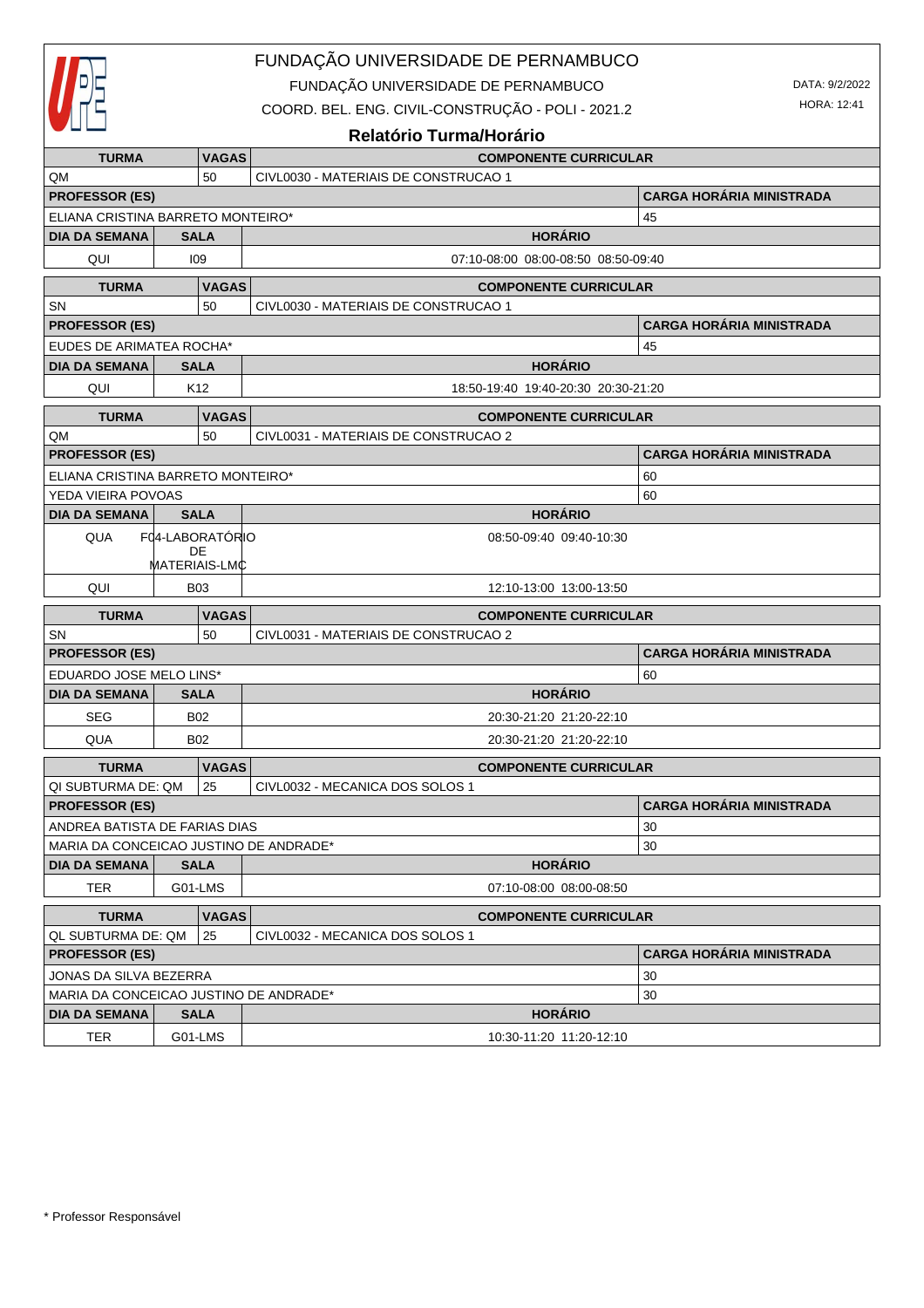# FUNDAÇÃO UNIVERSIDADE DE PERNAMBUCO

FUNDAÇÃO UNIVERSIDADE DE PERNAMBUCO

COORD. BEL. ENG. CIVIL-CONSTRUÇÃO - POLI - 2021.2

DATA: 9/2/2022

HORA: 12:41

## Relatório Turma/Horário

| TURMA | VAGAS | COMPONENTE CURRICULAR |
|---|---|---|
| QM | 50 | CIVL0030 - MATERIAIS DE CONSTRUCAO 1 |

| PROFESSOR (ES) | CARGA HORÁRIA MINISTRADA |
|---|---|
| ELIANA CRISTINA BARRETO MONTEIRO* | 45 |

| DIA DA SEMANA | SALA | HORÁRIO |
|---|---|---|
| QUI | I09 | 07:10-08:00 08:00-08:50 08:50-09:40 |

| TURMA | VAGAS | COMPONENTE CURRICULAR |
|---|---|---|
| SN | 50 | CIVL0030 - MATERIAIS DE CONSTRUCAO 1 |

| PROFESSOR (ES) | CARGA HORÁRIA MINISTRADA |
|---|---|
| EUDES DE ARIMATEA ROCHA* | 45 |

| DIA DA SEMANA | SALA | HORÁRIO |
|---|---|---|
| QUI | K12 | 18:50-19:40 19:40-20:30 20:30-21:20 |

| TURMA | VAGAS | COMPONENTE CURRICULAR |
|---|---|---|
| QM | 50 | CIVL0031 - MATERIAIS DE CONSTRUCAO 2 |

| PROFESSOR (ES) | CARGA HORÁRIA MINISTRADA |
|---|---|
| ELIANA CRISTINA BARRETO MONTEIRO* | 60 |
| YEDA VIEIRA POVOAS | 60 |

| DIA DA SEMANA | SALA | HORÁRIO |
|---|---|---|
| QUA | F04-LABORATÓRIO DE MATERIAIS-LMC | 08:50-09:40 09:40-10:30 |
| QUI | B03 | 12:10-13:00 13:00-13:50 |

| TURMA | VAGAS | COMPONENTE CURRICULAR |
|---|---|---|
| SN | 50 | CIVL0031 - MATERIAIS DE CONSTRUCAO 2 |

| PROFESSOR (ES) | CARGA HORÁRIA MINISTRADA |
|---|---|
| EDUARDO JOSE MELO LINS* | 60 |

| DIA DA SEMANA | SALA | HORÁRIO |
|---|---|---|
| SEG | B02 | 20:30-21:20 21:20-22:10 |
| QUA | B02 | 20:30-21:20 21:20-22:10 |

| TURMA | VAGAS | COMPONENTE CURRICULAR |
|---|---|---|
| QI SUBTURMA DE: QM | 25 | CIVL0032 - MECANICA DOS SOLOS 1 |

| PROFESSOR (ES) | CARGA HORÁRIA MINISTRADA |
|---|---|
| ANDREA BATISTA DE FARIAS DIAS | 30 |
| MARIA DA CONCEICAO JUSTINO DE ANDRADE* | 30 |

| DIA DA SEMANA | SALA | HORÁRIO |
|---|---|---|
| TER | G01-LMS | 07:10-08:00 08:00-08:50 |

| TURMA | VAGAS | COMPONENTE CURRICULAR |
|---|---|---|
| QL SUBTURMA DE: QM | 25 | CIVL0032 - MECANICA DOS SOLOS 1 |

| PROFESSOR (ES) | CARGA HORÁRIA MINISTRADA |
|---|---|
| JONAS DA SILVA BEZERRA | 30 |
| MARIA DA CONCEICAO JUSTINO DE ANDRADE* | 30 |

| DIA DA SEMANA | SALA | HORÁRIO |
|---|---|---|
| TER | G01-LMS | 10:30-11:20 11:20-12:10 |

* Professor Responsável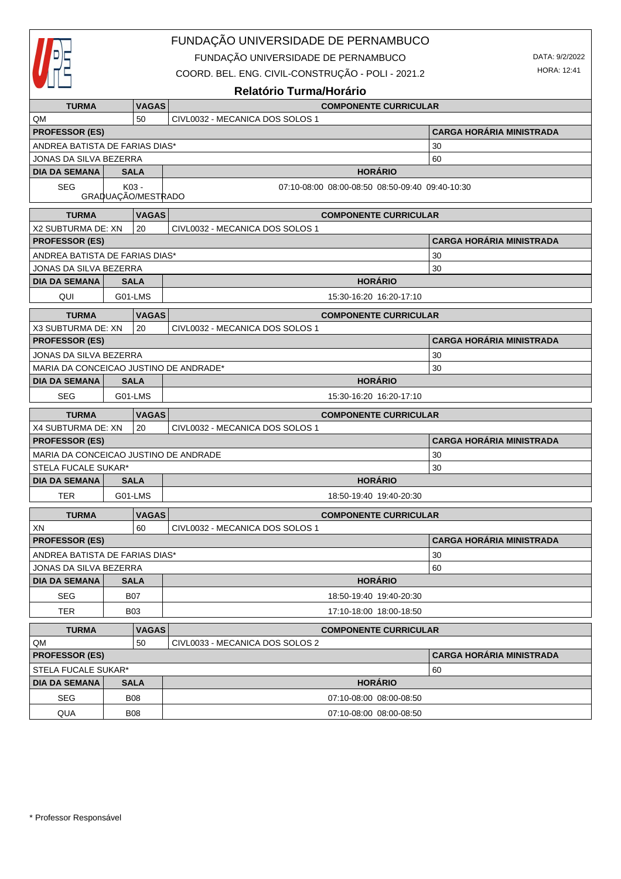# FUNDAÇÃO UNIVERSIDADE DE PERNAMBUCO

FUNDAÇÃO UNIVERSIDADE DE PERNAMBUCO

COORD. BEL. ENG. CIVIL-CONSTRUÇÃO - POLI - 2021.2

DATA: 9/2/2022

HORA: 12:41

## Relatório Turma/Horário

| TURMA | VAGAS | COMPONENTE CURRICULAR |
|---|---|---|
| QM | 50 | CIVL0032 - MECANICA DOS SOLOS 1 |

| PROFESSOR (ES) | CARGA HORÁRIA MINISTRADA |
|---|---|
| ANDREA BATISTA DE FARIAS DIAS* | 30 |
| JONAS DA SILVA BEZERRA | 60 |

| DIA DA SEMANA | SALA | HORÁRIO |
|---|---|---|
| SEG | K03 - GRADUAÇÃO/MESTRADO | 07:10-08:00 08:00-08:50 08:50-09:40 09:40-10:30 |

| TURMA | VAGAS | COMPONENTE CURRICULAR |
|---|---|---|
| X2 SUBTURMA DE: XN | 20 | CIVL0032 - MECANICA DOS SOLOS 1 |

| PROFESSOR (ES) | CARGA HORÁRIA MINISTRADA |
|---|---|
| ANDREA BATISTA DE FARIAS DIAS* | 30 |
| JONAS DA SILVA BEZERRA | 30 |

| DIA DA SEMANA | SALA | HORÁRIO |
|---|---|---|
| QUI | G01-LMS | 15:30-16:20 16:20-17:10 |

| TURMA | VAGAS | COMPONENTE CURRICULAR |
|---|---|---|
| X3 SUBTURMA DE: XN | 20 | CIVL0032 - MECANICA DOS SOLOS 1 |

| PROFESSOR (ES) | CARGA HORÁRIA MINISTRADA |
|---|---|
| JONAS DA SILVA BEZERRA | 30 |
| MARIA DA CONCEICAO JUSTINO DE ANDRADE* | 30 |

| DIA DA SEMANA | SALA | HORÁRIO |
|---|---|---|
| SEG | G01-LMS | 15:30-16:20 16:20-17:10 |

| TURMA | VAGAS | COMPONENTE CURRICULAR |
|---|---|---|
| X4 SUBTURMA DE: XN | 20 | CIVL0032 - MECANICA DOS SOLOS 1 |

| PROFESSOR (ES) | CARGA HORÁRIA MINISTRADA |
|---|---|
| MARIA DA CONCEICAO JUSTINO DE ANDRADE | 30 |
| STELA FUCALE SUKAR* | 30 |

| DIA DA SEMANA | SALA | HORÁRIO |
|---|---|---|
| TER | G01-LMS | 18:50-19:40 19:40-20:30 |

| TURMA | VAGAS | COMPONENTE CURRICULAR |
|---|---|---|
| XN | 60 | CIVL0032 - MECANICA DOS SOLOS 1 |

| PROFESSOR (ES) | CARGA HORÁRIA MINISTRADA |
|---|---|
| ANDREA BATISTA DE FARIAS DIAS* | 30 |
| JONAS DA SILVA BEZERRA | 60 |

| DIA DA SEMANA | SALA | HORÁRIO |
|---|---|---|
| SEG | B07 | 18:50-19:40 19:40-20:30 |
| TER | B03 | 17:10-18:00 18:00-18:50 |

| TURMA | VAGAS | COMPONENTE CURRICULAR |
|---|---|---|
| QM | 50 | CIVL0033 - MECANICA DOS SOLOS 2 |

| PROFESSOR (ES) | CARGA HORÁRIA MINISTRADA |
|---|---|
| STELA FUCALE SUKAR* | 60 |

| DIA DA SEMANA | SALA | HORÁRIO |
|---|---|---|
| SEG | B08 | 07:10-08:00 08:00-08:50 |
| QUA | B08 | 07:10-08:00 08:00-08:50 |

* Professor Responsável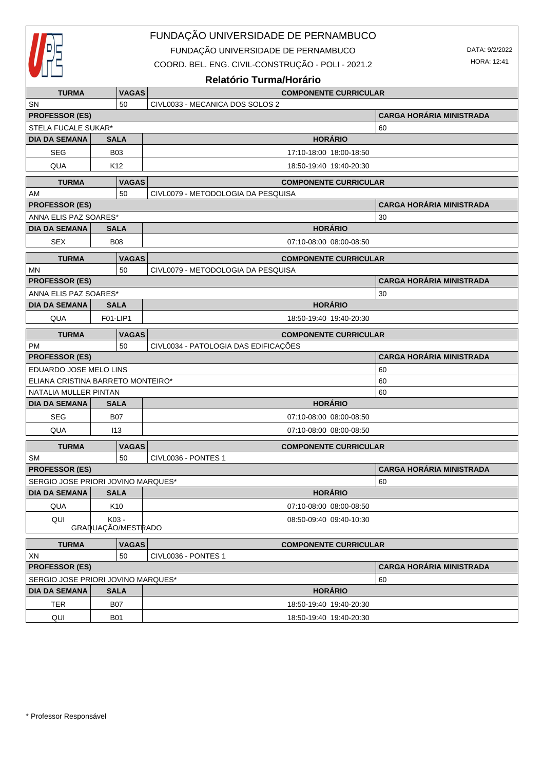# FUNDAÇÃO UNIVERSIDADE DE PERNAMBUCO

FUNDAÇÃO UNIVERSIDADE DE PERNAMBUCO

COORD. BEL. ENG. CIVIL-CONSTRUÇÃO - POLI - 2021.2

DATA: 9/2/2022

HORA: 12:41

## Relatório Turma/Horário

| TURMA | VAGAS | COMPONENTE CURRICULAR |
|---|---|---|
| SN | 50 | CIVL0033 - MECANICA DOS SOLOS 2 |

| PROFESSOR (ES) | CARGA HORÁRIA MINISTRADA |
|---|---|
| STELA FUCALE SUKAR* | 60 |

| DIA DA SEMANA | SALA | HORÁRIO |
|---|---|---|
| SEG | B03 | 17:10-18:00 18:00-18:50 |
| QUA | K12 | 18:50-19:40 19:40-20:30 |

| TURMA | VAGAS | COMPONENTE CURRICULAR |
|---|---|---|
| AM | 50 | CIVL0079 - METODOLOGIA DA PESQUISA |

| PROFESSOR (ES) | CARGA HORÁRIA MINISTRADA |
|---|---|
| ANNA ELIS PAZ SOARES* | 30 |

| DIA DA SEMANA | SALA | HORÁRIO |
|---|---|---|
| SEX | B08 | 07:10-08:00 08:00-08:50 |

| TURMA | VAGAS | COMPONENTE CURRICULAR |
|---|---|---|
| MN | 50 | CIVL0079 - METODOLOGIA DA PESQUISA |

| PROFESSOR (ES) | CARGA HORÁRIA MINISTRADA |
|---|---|
| ANNA ELIS PAZ SOARES* | 30 |

| DIA DA SEMANA | SALA | HORÁRIO |
|---|---|---|
| QUA | F01-LIP1 | 18:50-19:40 19:40-20:30 |

| TURMA | VAGAS | COMPONENTE CURRICULAR |
|---|---|---|
| PM | 50 | CIVL0034 - PATOLOGIA DAS EDIFICAÇÕES |

| PROFESSOR (ES) | CARGA HORÁRIA MINISTRADA |
|---|---|
| EDUARDO JOSE MELO LINS | 60 |
| ELIANA CRISTINA BARRETO MONTEIRO* | 60 |
| NATALIA MULLER PINTAN | 60 |

| DIA DA SEMANA | SALA | HORÁRIO |
|---|---|---|
| SEG | B07 | 07:10-08:00 08:00-08:50 |
| QUA | I13 | 07:10-08:00 08:00-08:50 |

| TURMA | VAGAS | COMPONENTE CURRICULAR |
|---|---|---|
| SM | 50 | CIVL0036 - PONTES 1 |

| PROFESSOR (ES) | CARGA HORÁRIA MINISTRADA |
|---|---|
| SERGIO JOSE PRIORI JOVINO MARQUES* | 60 |

| DIA DA SEMANA | SALA | HORÁRIO |
|---|---|---|
| QUA | K10 | 07:10-08:00 08:00-08:50 |
| QUI | K03 - GRADUAÇÃO/MESTRADO | 08:50-09:40 09:40-10:30 |

| TURMA | VAGAS | COMPONENTE CURRICULAR |
|---|---|---|
| XN | 50 | CIVL0036 - PONTES 1 |

| PROFESSOR (ES) | CARGA HORÁRIA MINISTRADA |
|---|---|
| SERGIO JOSE PRIORI JOVINO MARQUES* | 60 |

| DIA DA SEMANA | SALA | HORÁRIO |
|---|---|---|
| TER | B07 | 18:50-19:40 19:40-20:30 |
| QUI | B01 | 18:50-19:40 19:40-20:30 |

* Professor Responsável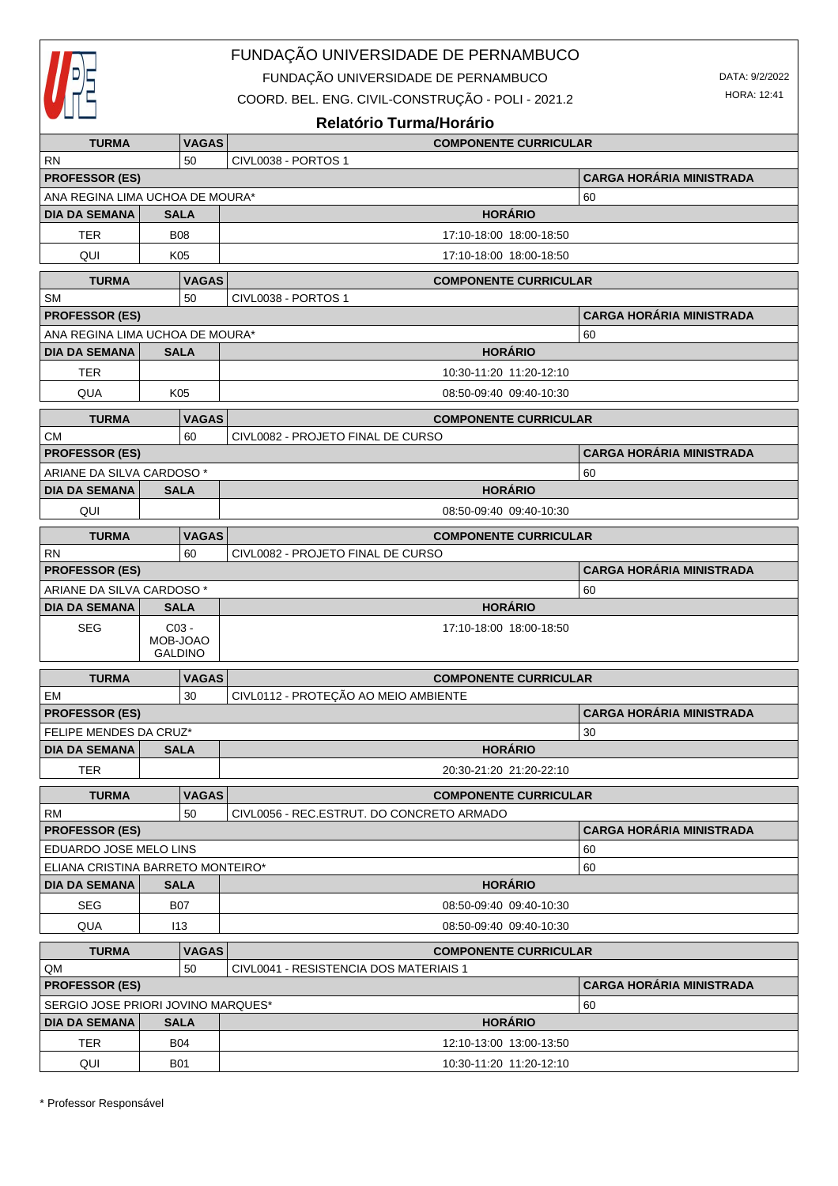# FUNDAÇÃO UNIVERSIDADE DE PERNAMBUCO

FUNDAÇÃO UNIVERSIDADE DE PERNAMBUCO

COORD. BEL. ENG. CIVIL-CONSTRUÇÃO - POLI - 2021.2

DATA: 9/2/2022

HORA: 12:41

## Relatório Turma/Horário

| TURMA | VAGAS | COMPONENTE CURRICULAR |
|---|---|---|
| RN | 50 | CIVL0038 - PORTOS 1 |

| PROFESSOR (ES) | CARGA HORÁRIA MINISTRADA |
|---|---|
| ANA REGINA LIMA UCHOA DE MOURA* | 60 |

| DIA DA SEMANA | SALA | HORÁRIO |
|---|---|---|
| TER | B08 | 17:10-18:00 18:00-18:50 |
| QUI | K05 | 17:10-18:00 18:00-18:50 |

| TURMA | VAGAS | COMPONENTE CURRICULAR |
|---|---|---|
| SM | 50 | CIVL0038 - PORTOS 1 |

| PROFESSOR (ES) | CARGA HORÁRIA MINISTRADA |
|---|---|
| ANA REGINA LIMA UCHOA DE MOURA* | 60 |

| DIA DA SEMANA | SALA | HORÁRIO |
|---|---|---|
| TER | | 10:30-11:20 11:20-12:10 |
| QUA | K05 | 08:50-09:40 09:40-10:30 |

| TURMA | VAGAS | COMPONENTE CURRICULAR |
|---|---|---|
| CM | 60 | CIVL0082 - PROJETO FINAL DE CURSO |

| PROFESSOR (ES) | CARGA HORÁRIA MINISTRADA |
|---|---|
| ARIANE DA SILVA CARDOSO * | 60 |

| DIA DA SEMANA | SALA | HORÁRIO |
|---|---|---|
| QUI | | 08:50-09:40 09:40-10:30 |

| TURMA | VAGAS | COMPONENTE CURRICULAR |
|---|---|---|
| RN | 60 | CIVL0082 - PROJETO FINAL DE CURSO |

| PROFESSOR (ES) | CARGA HORÁRIA MINISTRADA |
|---|---|
| ARIANE DA SILVA CARDOSO * | 60 |

| DIA DA SEMANA | SALA | HORÁRIO |
|---|---|---|
| SEG | C03 - MOB-JOAO GALDINO | 17:10-18:00 18:00-18:50 |

| TURMA | VAGAS | COMPONENTE CURRICULAR |
|---|---|---|
| EM | 30 | CIVL0112 - PROTEÇÃO AO MEIO AMBIENTE |

| PROFESSOR (ES) | CARGA HORÁRIA MINISTRADA |
|---|---|
| FELIPE MENDES DA CRUZ* | 30 |

| DIA DA SEMANA | SALA | HORÁRIO |
|---|---|---|
| TER | | 20:30-21:20 21:20-22:10 |

| TURMA | VAGAS | COMPONENTE CURRICULAR |
|---|---|---|
| RM | 50 | CIVL0056 - REC.ESTRUT. DO CONCRETO ARMADO |

| PROFESSOR (ES) | CARGA HORÁRIA MINISTRADA |
|---|---|
| EDUARDO JOSE MELO LINS | 60 |
| ELIANA CRISTINA BARRETO MONTEIRO* | 60 |

| DIA DA SEMANA | SALA | HORÁRIO |
|---|---|---|
| SEG | B07 | 08:50-09:40 09:40-10:30 |
| QUA | I13 | 08:50-09:40 09:40-10:30 |

| TURMA | VAGAS | COMPONENTE CURRICULAR |
|---|---|---|
| QM | 50 | CIVL0041 - RESISTENCIA DOS MATERIAIS 1 |

| PROFESSOR (ES) | CARGA HORÁRIA MINISTRADA |
|---|---|
| SERGIO JOSE PRIORI JOVINO MARQUES* | 60 |

| DIA DA SEMANA | SALA | HORÁRIO |
|---|---|---|
| TER | B04 | 12:10-13:00 13:00-13:50 |
| QUI | B01 | 10:30-11:20 11:20-12:10 |

* Professor Responsável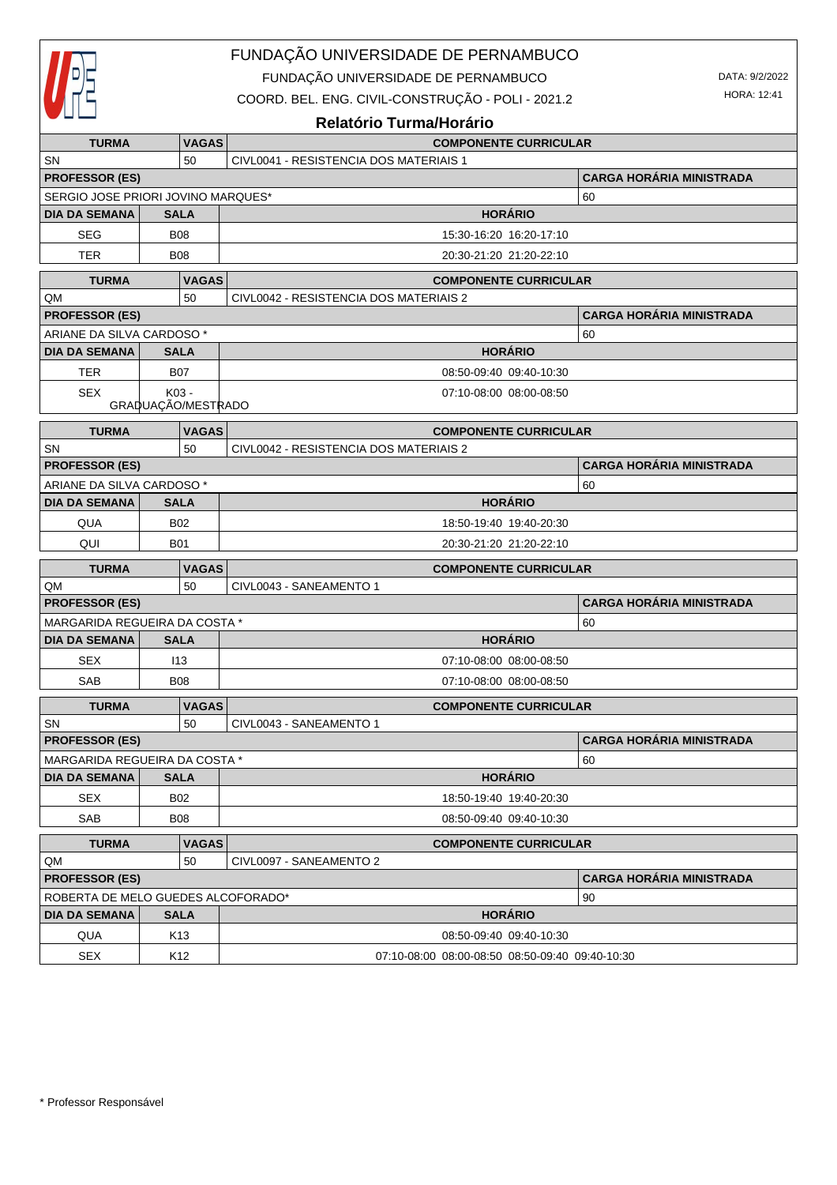# FUNDAÇÃO UNIVERSIDADE DE PERNAMBUCO

FUNDAÇÃO UNIVERSIDADE DE PERNAMBUCO

COORD. BEL. ENG. CIVIL-CONSTRUÇÃO - POLI - 2021.2

DATA: 9/2/2022

HORA: 12:41

## Relatório Turma/Horário

| TURMA | VAGAS | COMPONENTE CURRICULAR |
|---|---|---|
| SN | 50 | CIVL0041 - RESISTENCIA DOS MATERIAIS 1 |

| PROFESSOR (ES) | CARGA HORÁRIA MINISTRADA |
|---|---|
| SERGIO JOSE PRIORI JOVINO MARQUES* | 60 |

| DIA DA SEMANA | SALA | HORÁRIO |
|---|---|---|
| SEG | B08 | 15:30-16:20 16:20-17:10 |
| TER | B08 | 20:30-21:20 21:20-22:10 |

| TURMA | VAGAS | COMPONENTE CURRICULAR |
|---|---|---|
| QM | 50 | CIVL0042 - RESISTENCIA DOS MATERIAIS 2 |

| PROFESSOR (ES) | CARGA HORÁRIA MINISTRADA |
|---|---|
| ARIANE DA SILVA CARDOSO * | 60 |

| DIA DA SEMANA | SALA | HORÁRIO |
|---|---|---|
| TER | B07 | 08:50-09:40 09:40-10:30 |
| SEX | K03 - GRADUAÇÃO/MESTRADO | 07:10-08:00 08:00-08:50 |

| TURMA | VAGAS | COMPONENTE CURRICULAR |
|---|---|---|
| SN | 50 | CIVL0042 - RESISTENCIA DOS MATERIAIS 2 |

| PROFESSOR (ES) | CARGA HORÁRIA MINISTRADA |
|---|---|
| ARIANE DA SILVA CARDOSO * | 60 |

| DIA DA SEMANA | SALA | HORÁRIO |
|---|---|---|
| QUA | B02 | 18:50-19:40 19:40-20:30 |
| QUI | B01 | 20:30-21:20 21:20-22:10 |

| TURMA | VAGAS | COMPONENTE CURRICULAR |
|---|---|---|
| QM | 50 | CIVL0043 - SANEAMENTO 1 |

| PROFESSOR (ES) | CARGA HORÁRIA MINISTRADA |
|---|---|
| MARGARIDA REGUEIRA DA COSTA * | 60 |

| DIA DA SEMANA | SALA | HORÁRIO |
|---|---|---|
| SEX | I13 | 07:10-08:00 08:00-08:50 |
| SAB | B08 | 07:10-08:00 08:00-08:50 |

| TURMA | VAGAS | COMPONENTE CURRICULAR |
|---|---|---|
| SN | 50 | CIVL0043 - SANEAMENTO 1 |

| PROFESSOR (ES) | CARGA HORÁRIA MINISTRADA |
|---|---|
| MARGARIDA REGUEIRA DA COSTA * | 60 |

| DIA DA SEMANA | SALA | HORÁRIO |
|---|---|---|
| SEX | B02 | 18:50-19:40 19:40-20:30 |
| SAB | B08 | 08:50-09:40 09:40-10:30 |

| TURMA | VAGAS | COMPONENTE CURRICULAR |
|---|---|---|
| QM | 50 | CIVL0097 - SANEAMENTO 2 |

| PROFESSOR (ES) | CARGA HORÁRIA MINISTRADA |
|---|---|
| ROBERTA DE MELO GUEDES ALCOFORADO* | 90 |

| DIA DA SEMANA | SALA | HORÁRIO |
|---|---|---|
| QUA | K13 | 08:50-09:40 09:40-10:30 |
| SEX | K12 | 07:10-08:00 08:00-08:50 08:50-09:40 09:40-10:30 |

* Professor Responsável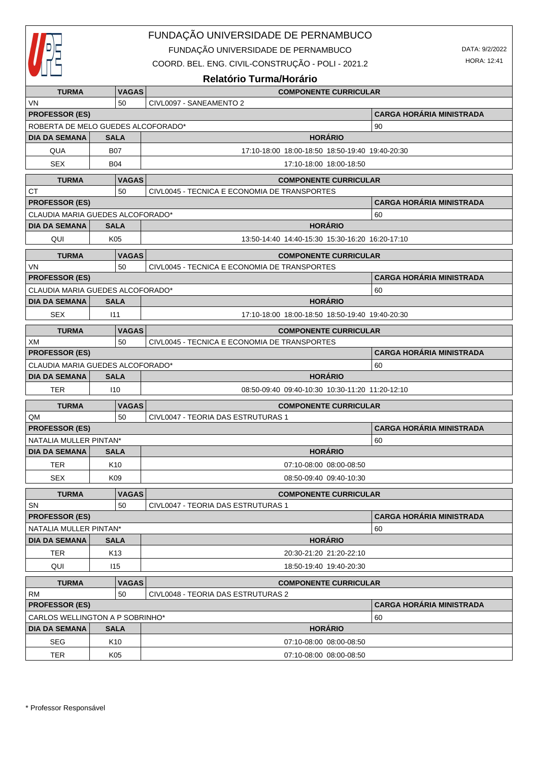# FUNDAÇÃO UNIVERSIDADE DE PERNAMBUCO

FUNDAÇÃO UNIVERSIDADE DE PERNAMBUCO

COORD. BEL. ENG. CIVIL-CONSTRUÇÃO - POLI - 2021.2

DATA: 9/2/2022

HORA: 12:41

## Relatório Turma/Horário

| TURMA | VAGAS | COMPONENTE CURRICULAR |
|---|---|---|
| VN | 50 | CIVL0097 - SANEAMENTO 2 |

| PROFESSOR (ES) | CARGA HORÁRIA MINISTRADA |
|---|---|
| ROBERTA DE MELO GUEDES ALCOFORADO* | 90 |

| DIA DA SEMANA | SALA | HORÁRIO |
|---|---|---|
| QUA | B07 | 17:10-18:00 18:00-18:50 18:50-19:40 19:40-20:30 |
| SEX | B04 | 17:10-18:00 18:00-18:50 |

| TURMA | VAGAS | COMPONENTE CURRICULAR |
|---|---|---|
| CT | 50 | CIVL0045 - TECNICA E ECONOMIA DE TRANSPORTES |

| PROFESSOR (ES) | CARGA HORÁRIA MINISTRADA |
|---|---|
| CLAUDIA MARIA GUEDES ALCOFORADO* | 60 |

| DIA DA SEMANA | SALA | HORÁRIO |
|---|---|---|
| QUI | K05 | 13:50-14:40 14:40-15:30 15:30-16:20 16:20-17:10 |

| TURMA | VAGAS | COMPONENTE CURRICULAR |
|---|---|---|
| VN | 50 | CIVL0045 - TECNICA E ECONOMIA DE TRANSPORTES |

| PROFESSOR (ES) | CARGA HORÁRIA MINISTRADA |
|---|---|
| CLAUDIA MARIA GUEDES ALCOFORADO* | 60 |

| DIA DA SEMANA | SALA | HORÁRIO |
|---|---|---|
| SEX | I11 | 17:10-18:00 18:00-18:50 18:50-19:40 19:40-20:30 |

| TURMA | VAGAS | COMPONENTE CURRICULAR |
|---|---|---|
| XM | 50 | CIVL0045 - TECNICA E ECONOMIA DE TRANSPORTES |

| PROFESSOR (ES) | CARGA HORÁRIA MINISTRADA |
|---|---|
| CLAUDIA MARIA GUEDES ALCOFORADO* | 60 |

| DIA DA SEMANA | SALA | HORÁRIO |
|---|---|---|
| TER | I10 | 08:50-09:40 09:40-10:30 10:30-11:20 11:20-12:10 |

| TURMA | VAGAS | COMPONENTE CURRICULAR |
|---|---|---|
| QM | 50 | CIVL0047 - TEORIA DAS ESTRUTURAS 1 |

| PROFESSOR (ES) | CARGA HORÁRIA MINISTRADA |
|---|---|
| NATALIA MULLER PINTAN* | 60 |

| DIA DA SEMANA | SALA | HORÁRIO |
|---|---|---|
| TER | K10 | 07:10-08:00 08:00-08:50 |
| SEX | K09 | 08:50-09:40 09:40-10:30 |

| TURMA | VAGAS | COMPONENTE CURRICULAR |
|---|---|---|
| SN | 50 | CIVL0047 - TEORIA DAS ESTRUTURAS 1 |

| PROFESSOR (ES) | CARGA HORÁRIA MINISTRADA |
|---|---|
| NATALIA MULLER PINTAN* | 60 |

| DIA DA SEMANA | SALA | HORÁRIO |
|---|---|---|
| TER | K13 | 20:30-21:20 21:20-22:10 |
| QUI | I15 | 18:50-19:40 19:40-20:30 |

| TURMA | VAGAS | COMPONENTE CURRICULAR |
|---|---|---|
| RM | 50 | CIVL0048 - TEORIA DAS ESTRUTURAS 2 |

| PROFESSOR (ES) | CARGA HORÁRIA MINISTRADA |
|---|---|
| CARLOS WELLINGTON A P SOBRINHO* | 60 |

| DIA DA SEMANA | SALA | HORÁRIO |
|---|---|---|
| SEG | K10 | 07:10-08:00 08:00-08:50 |
| TER | K05 | 07:10-08:00 08:00-08:50 |

\* Professor Responsável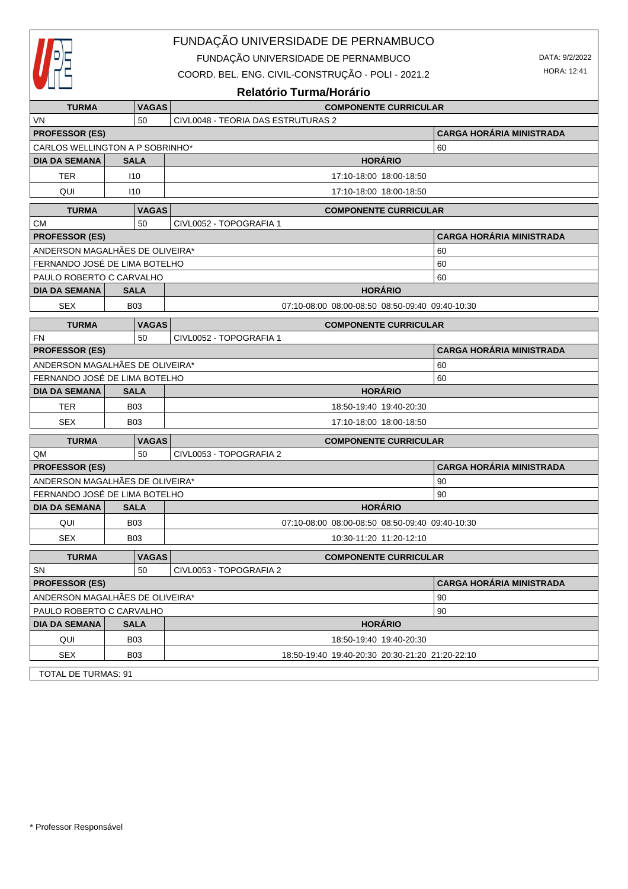# FUNDAÇÃO UNIVERSIDADE DE PERNAMBUCO

FUNDAÇÃO UNIVERSIDADE DE PERNAMBUCO

COORD. BEL. ENG. CIVIL-CONSTRUÇÃO - POLI - 2021.2

DATA: 9/2/2022

HORA: 12:41

## Relatório Turma/Horário

| TURMA | VAGAS | COMPONENTE CURRICULAR |
|---|---|---|
| VN | 50 | CIVL0048 - TEORIA DAS ESTRUTURAS 2 |

| PROFESSOR (ES) | CARGA HORÁRIA MINISTRADA |
|---|---|
| CARLOS WELLINGTON A P SOBRINHO* | 60 |

| DIA DA SEMANA | SALA | HORÁRIO |
|---|---|---|
| TER | I10 | 17:10-18:00 18:00-18:50 |
| QUI | I10 | 17:10-18:00 18:00-18:50 |

| TURMA | VAGAS | COMPONENTE CURRICULAR |
|---|---|---|
| CM | 50 | CIVL0052 - TOPOGRAFIA 1 |

| PROFESSOR (ES) | CARGA HORÁRIA MINISTRADA |
|---|---|
| ANDERSON MAGALHÃES DE OLIVEIRA* | 60 |
| FERNANDO JOSÉ DE LIMA BOTELHO | 60 |
| PAULO ROBERTO C CARVALHO | 60 |

| DIA DA SEMANA | SALA | HORÁRIO |
|---|---|---|
| SEX | B03 | 07:10-08:00 08:00-08:50 08:50-09:40 09:40-10:30 |

| TURMA | VAGAS | COMPONENTE CURRICULAR |
|---|---|---|
| FN | 50 | CIVL0052 - TOPOGRAFIA 1 |

| PROFESSOR (ES) | CARGA HORÁRIA MINISTRADA |
|---|---|
| ANDERSON MAGALHÃES DE OLIVEIRA* | 60 |
| FERNANDO JOSÉ DE LIMA BOTELHO | 60 |

| DIA DA SEMANA | SALA | HORÁRIO |
|---|---|---|
| TER | B03 | 18:50-19:40 19:40-20:30 |
| SEX | B03 | 17:10-18:00 18:00-18:50 |

| TURMA | VAGAS | COMPONENTE CURRICULAR |
|---|---|---|
| QM | 50 | CIVL0053 - TOPOGRAFIA 2 |

| PROFESSOR (ES) | CARGA HORÁRIA MINISTRADA |
|---|---|
| ANDERSON MAGALHÃES DE OLIVEIRA* | 90 |
| FERNANDO JOSÉ DE LIMA BOTELHO | 90 |

| DIA DA SEMANA | SALA | HORÁRIO |
|---|---|---|
| QUI | B03 | 07:10-08:00 08:00-08:50 08:50-09:40 09:40-10:30 |
| SEX | B03 | 10:30-11:20 11:20-12:10 |

| TURMA | VAGAS | COMPONENTE CURRICULAR |
|---|---|---|
| SN | 50 | CIVL0053 - TOPOGRAFIA 2 |

| PROFESSOR (ES) | CARGA HORÁRIA MINISTRADA |
|---|---|
| ANDERSON MAGALHÃES DE OLIVEIRA* | 90 |
| PAULO ROBERTO C CARVALHO | 90 |

| DIA DA SEMANA | SALA | HORÁRIO |
|---|---|---|
| QUI | B03 | 18:50-19:40 19:40-20:30 |
| SEX | B03 | 18:50-19:40 19:40-20:30 20:30-21:20 21:20-22:10 |

TOTAL DE TURMAS: 91

\* Professor Responsável